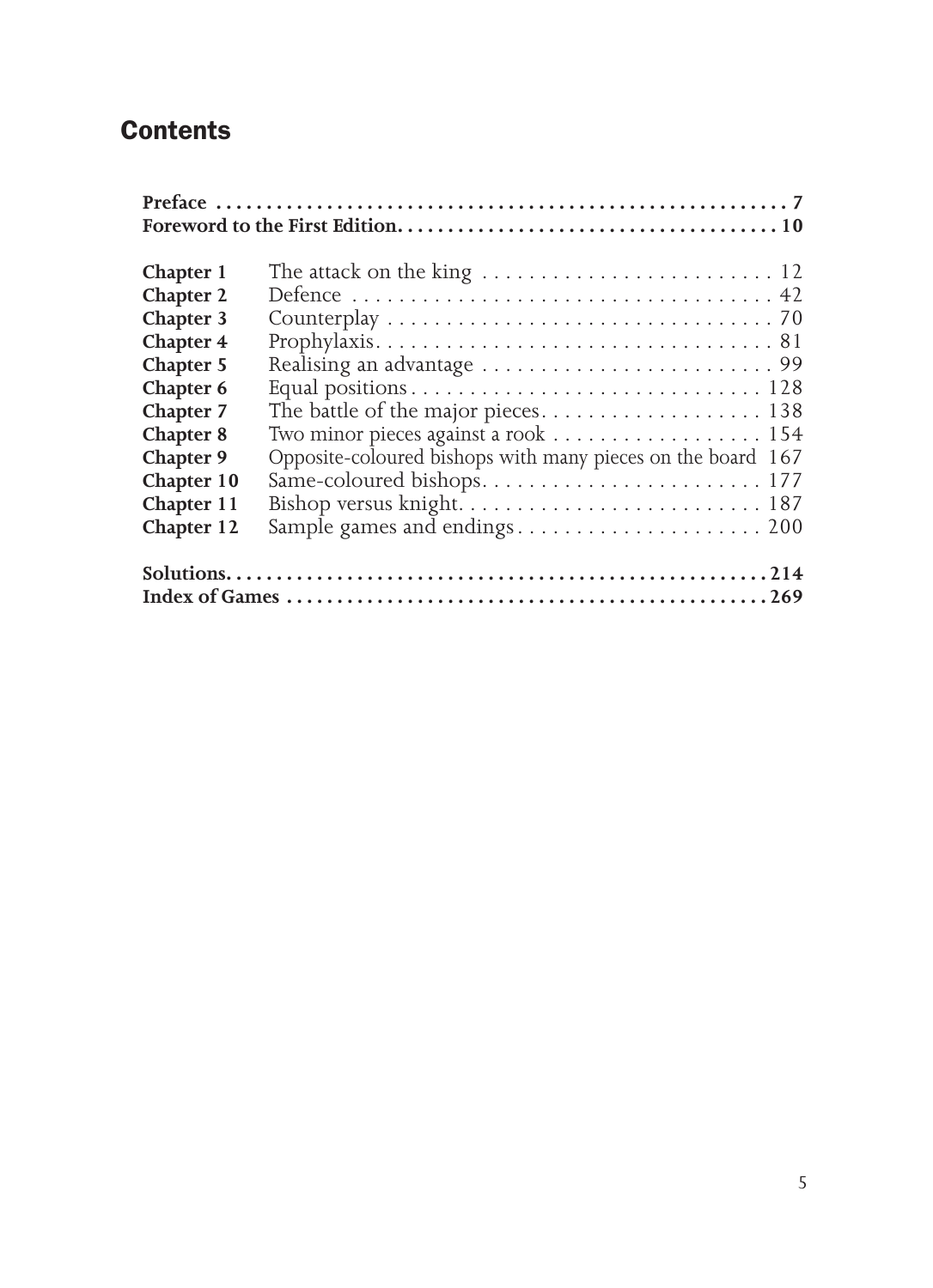# Contents

**Preface** 7
**Foreword to the First Edition** 10

| | | |
|---|---|---|
| **Chapter 1** | The attack on the king | 12 |
| **Chapter 2** | Defence | 42 |
| **Chapter 3** | Counterplay | 70 |
| **Chapter 4** | Prophylaxis | 81 |
| **Chapter 5** | Realising an advantage | 99 |
| **Chapter 6** | Equal positions | 128 |
| **Chapter 7** | The battle of the major pieces | 138 |
| **Chapter 8** | Two minor pieces against a rook | 154 |
| **Chapter 9** | Opposite-coloured bishops with many pieces on the board | 167 |
| **Chapter 10** | Same-coloured bishops | 177 |
| **Chapter 11** | Bishop versus knight | 187 |
| **Chapter 12** | Sample games and endings | 200 |

**Solutions** 214
**Index of Games** 269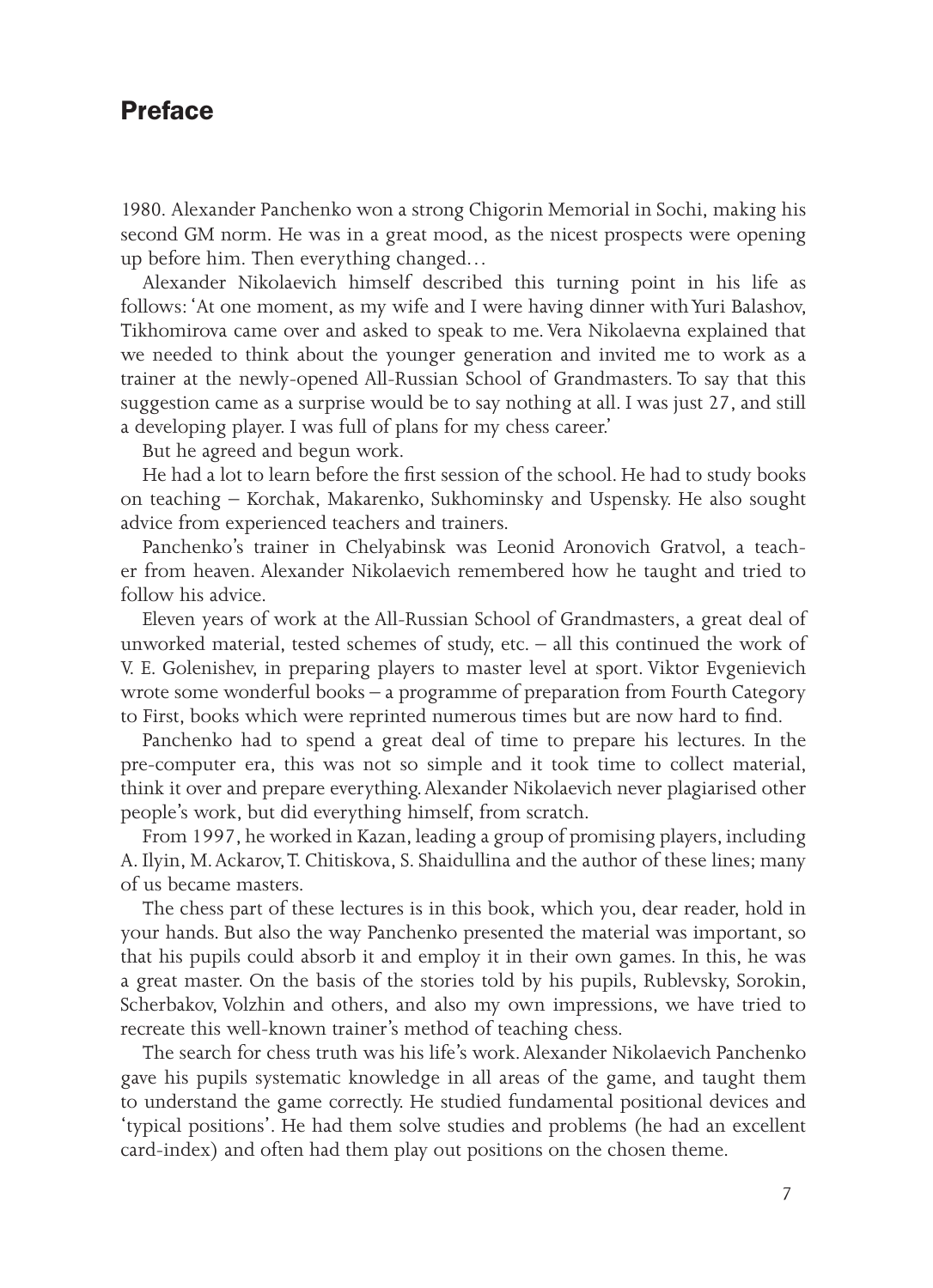## Preface

1980. Alexander Panchenko won a strong Chigorin Memorial in Sochi, making his second GM norm. He was in a great mood, as the nicest prospects were opening up before him. Then everything changed…

Alexander Nikolaevich himself described this turning point in his life as follows: 'At one moment, as my wife and I were having dinner with Yuri Balashov, Tikhomirova came over and asked to speak to me. Vera Nikolaevna explained that we needed to think about the younger generation and invited me to work as a trainer at the newly-opened All-Russian School of Grandmasters. To say that this suggestion came as a surprise would be to say nothing at all. I was just 27, and still a developing player. I was full of plans for my chess career.'

But he agreed and begun work.

He had a lot to learn before the first session of the school. He had to study books on teaching – Korchak, Makarenko, Sukhominsky and Uspensky. He also sought advice from experienced teachers and trainers.

Panchenko's trainer in Chelyabinsk was Leonid Aronovich Gratvol, a teacher from heaven. Alexander Nikolaevich remembered how he taught and tried to follow his advice.

Eleven years of work at the All-Russian School of Grandmasters, a great deal of unworked material, tested schemes of study, etc. – all this continued the work of V. E. Golenishev, in preparing players to master level at sport. Viktor Evgenievich wrote some wonderful books – a programme of preparation from Fourth Category to First, books which were reprinted numerous times but are now hard to find.

Panchenko had to spend a great deal of time to prepare his lectures. In the pre-computer era, this was not so simple and it took time to collect material, think it over and prepare everything. Alexander Nikolaevich never plagiarised other people's work, but did everything himself, from scratch.

From 1997, he worked in Kazan, leading a group of promising players, including A. Ilyin, M. Ackarov, T. Chitiskova, S. Shaidullina and the author of these lines; many of us became masters.

The chess part of these lectures is in this book, which you, dear reader, hold in your hands. But also the way Panchenko presented the material was important, so that his pupils could absorb it and employ it in their own games. In this, he was a great master. On the basis of the stories told by his pupils, Rublevsky, Sorokin, Scherbakov, Volzhin and others, and also my own impressions, we have tried to recreate this well-known trainer's method of teaching chess.

The search for chess truth was his life's work. Alexander Nikolaevich Panchenko gave his pupils systematic knowledge in all areas of the game, and taught them to understand the game correctly. He studied fundamental positional devices and 'typical positions'. He had them solve studies and problems (he had an excellent card-index) and often had them play out positions on the chosen theme.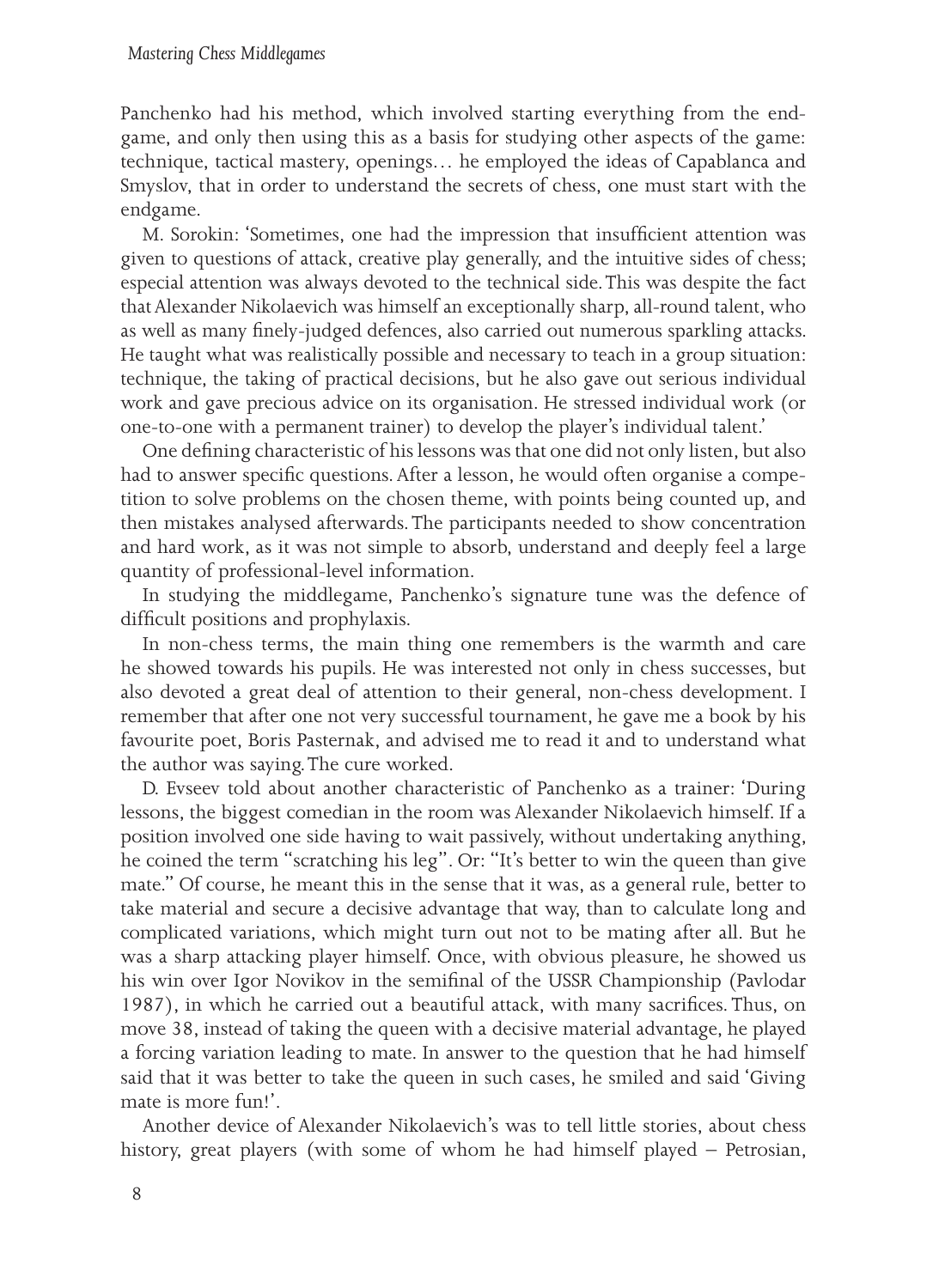Panchenko had his method, which involved starting everything from the endgame, and only then using this as a basis for studying other aspects of the game: technique, tactical mastery, openings… he employed the ideas of Capablanca and Smyslov, that in order to understand the secrets of chess, one must start with the endgame.

M. Sorokin: 'Sometimes, one had the impression that insufficient attention was given to questions of attack, creative play generally, and the intuitive sides of chess; especial attention was always devoted to the technical side. This was despite the fact that Alexander Nikolaevich was himself an exceptionally sharp, all-round talent, who as well as many finely-judged defences, also carried out numerous sparkling attacks. He taught what was realistically possible and necessary to teach in a group situation: technique, the taking of practical decisions, but he also gave out serious individual work and gave precious advice on its organisation. He stressed individual work (or one-to-one with a permanent trainer) to develop the player's individual talent.'

One defining characteristic of his lessons was that one did not only listen, but also had to answer specific questions. After a lesson, he would often organise a competition to solve problems on the chosen theme, with points being counted up, and then mistakes analysed afterwards. The participants needed to show concentration and hard work, as it was not simple to absorb, understand and deeply feel a large quantity of professional-level information.

In studying the middlegame, Panchenko's signature tune was the defence of difficult positions and prophylaxis.

In non-chess terms, the main thing one remembers is the warmth and care he showed towards his pupils. He was interested not only in chess successes, but also devoted a great deal of attention to their general, non-chess development. I remember that after one not very successful tournament, he gave me a book by his favourite poet, Boris Pasternak, and advised me to read it and to understand what the author was saying. The cure worked.

D. Evseev told about another characteristic of Panchenko as a trainer: 'During lessons, the biggest comedian in the room was Alexander Nikolaevich himself. If a position involved one side having to wait passively, without undertaking anything, he coined the term "scratching his leg". Or: "It's better to win the queen than give mate." Of course, he meant this in the sense that it was, as a general rule, better to take material and secure a decisive advantage that way, than to calculate long and complicated variations, which might turn out not to be mating after all. But he was a sharp attacking player himself. Once, with obvious pleasure, he showed us his win over Igor Novikov in the semifinal of the USSR Championship (Pavlodar 1987), in which he carried out a beautiful attack, with many sacrifices. Thus, on move 38, instead of taking the queen with a decisive material advantage, he played a forcing variation leading to mate. In answer to the question that he had himself said that it was better to take the queen in such cases, he smiled and said 'Giving mate is more fun!'.

Another device of Alexander Nikolaevich's was to tell little stories, about chess history, great players (with some of whom he had himself played – Petrosian,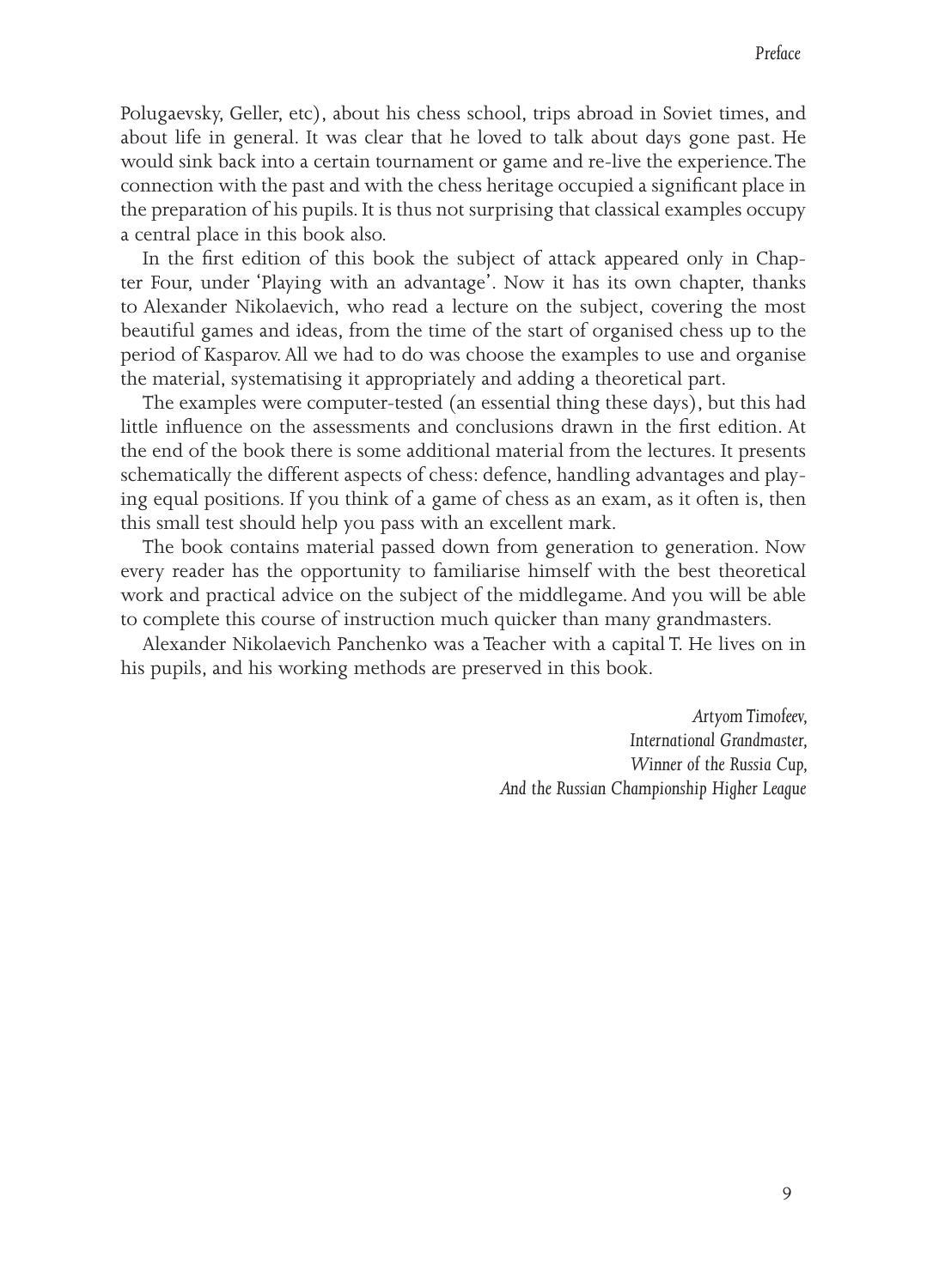Polugaevsky, Geller, etc), about his chess school, trips abroad in Soviet times, and about life in general. It was clear that he loved to talk about days gone past. He would sink back into a certain tournament or game and re-live the experience. The connection with the past and with the chess heritage occupied a significant place in the preparation of his pupils. It is thus not surprising that classical examples occupy a central place in this book also.

In the first edition of this book the subject of attack appeared only in Chapter Four, under 'Playing with an advantage'. Now it has its own chapter, thanks to Alexander Nikolaevich, who read a lecture on the subject, covering the most beautiful games and ideas, from the time of the start of organised chess up to the period of Kasparov. All we had to do was choose the examples to use and organise the material, systematising it appropriately and adding a theoretical part.

The examples were computer-tested (an essential thing these days), but this had little influence on the assessments and conclusions drawn in the first edition. At the end of the book there is some additional material from the lectures. It presents schematically the different aspects of chess: defence, handling advantages and playing equal positions. If you think of a game of chess as an exam, as it often is, then this small test should help you pass with an excellent mark.

The book contains material passed down from generation to generation. Now every reader has the opportunity to familiarise himself with the best theoretical work and practical advice on the subject of the middlegame. And you will be able to complete this course of instruction much quicker than many grandmasters.

Alexander Nikolaevich Panchenko was a Teacher with a capital T. He lives on in his pupils, and his working methods are preserved in this book.

*Artyom Timofeev,*
*International Grandmaster,*
*Winner of the Russia Cup,*
*And the Russian Championship Higher League*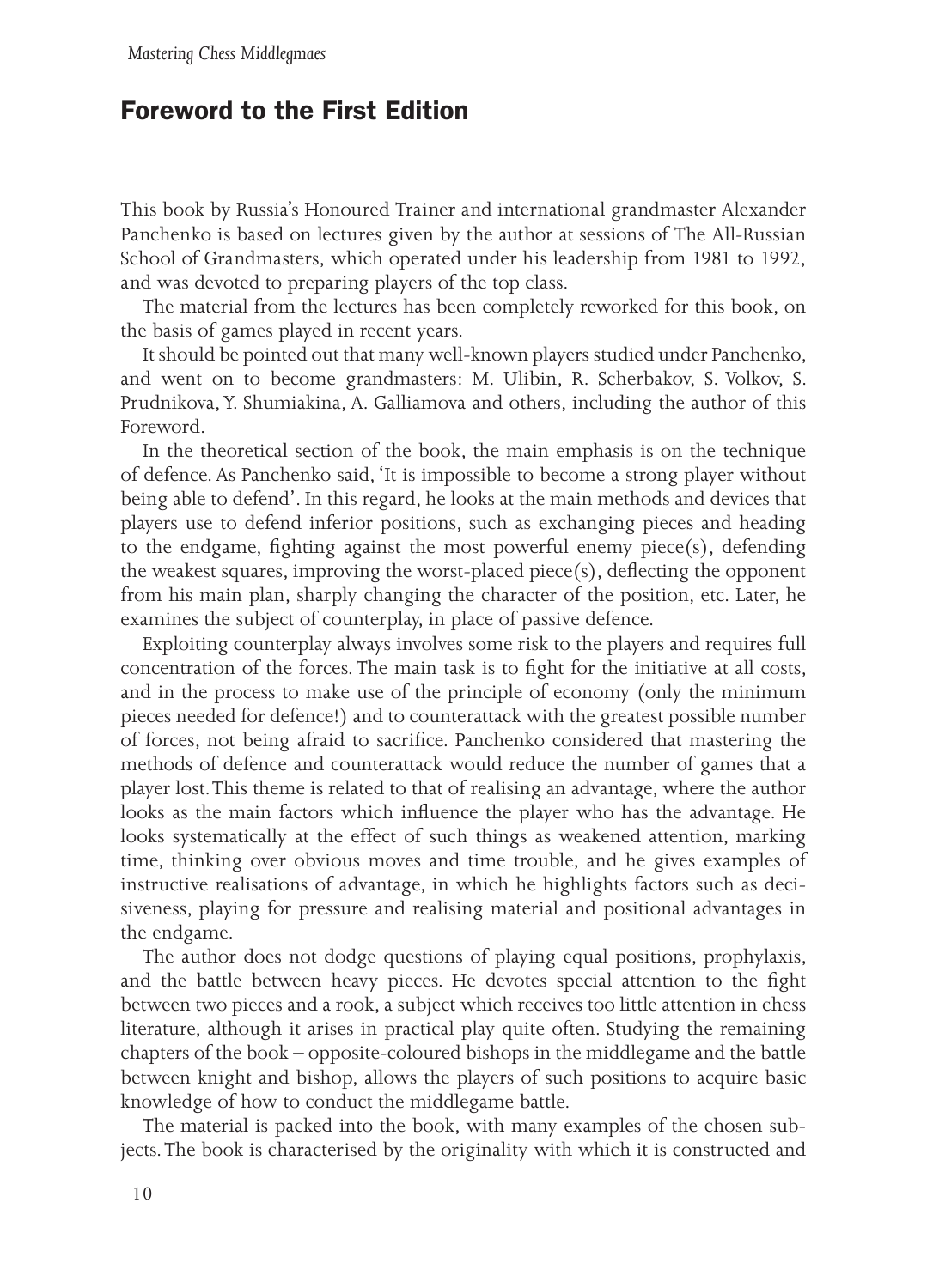## Foreword to the First Edition

This book by Russia's Honoured Trainer and international grandmaster Alexander Panchenko is based on lectures given by the author at sessions of The All-Russian School of Grandmasters, which operated under his leadership from 1981 to 1992, and was devoted to preparing players of the top class.

The material from the lectures has been completely reworked for this book, on the basis of games played in recent years.

It should be pointed out that many well-known players studied under Panchenko, and went on to become grandmasters: M. Ulibin, R. Scherbakov, S. Volkov, S. Prudnikova, Y. Shumiakina, A. Galliamova and others, including the author of this Foreword.

In the theoretical section of the book, the main emphasis is on the technique of defence. As Panchenko said, 'It is impossible to become a strong player without being able to defend'. In this regard, he looks at the main methods and devices that players use to defend inferior positions, such as exchanging pieces and heading to the endgame, fighting against the most powerful enemy piece(s), defending the weakest squares, improving the worst-placed piece(s), deflecting the opponent from his main plan, sharply changing the character of the position, etc. Later, he examines the subject of counterplay, in place of passive defence.

Exploiting counterplay always involves some risk to the players and requires full concentration of the forces. The main task is to fight for the initiative at all costs, and in the process to make use of the principle of economy (only the minimum pieces needed for defence!) and to counterattack with the greatest possible number of forces, not being afraid to sacrifice. Panchenko considered that mastering the methods of defence and counterattack would reduce the number of games that a player lost. This theme is related to that of realising an advantage, where the author looks as the main factors which influence the player who has the advantage. He looks systematically at the effect of such things as weakened attention, marking time, thinking over obvious moves and time trouble, and he gives examples of instructive realisations of advantage, in which he highlights factors such as decisiveness, playing for pressure and realising material and positional advantages in the endgame.

The author does not dodge questions of playing equal positions, prophylaxis, and the battle between heavy pieces. He devotes special attention to the fight between two pieces and a rook, a subject which receives too little attention in chess literature, although it arises in practical play quite often. Studying the remaining chapters of the book – opposite-coloured bishops in the middlegame and the battle between knight and bishop, allows the players of such positions to acquire basic knowledge of how to conduct the middlegame battle.

The material is packed into the book, with many examples of the chosen subjects. The book is characterised by the originality with which it is constructed and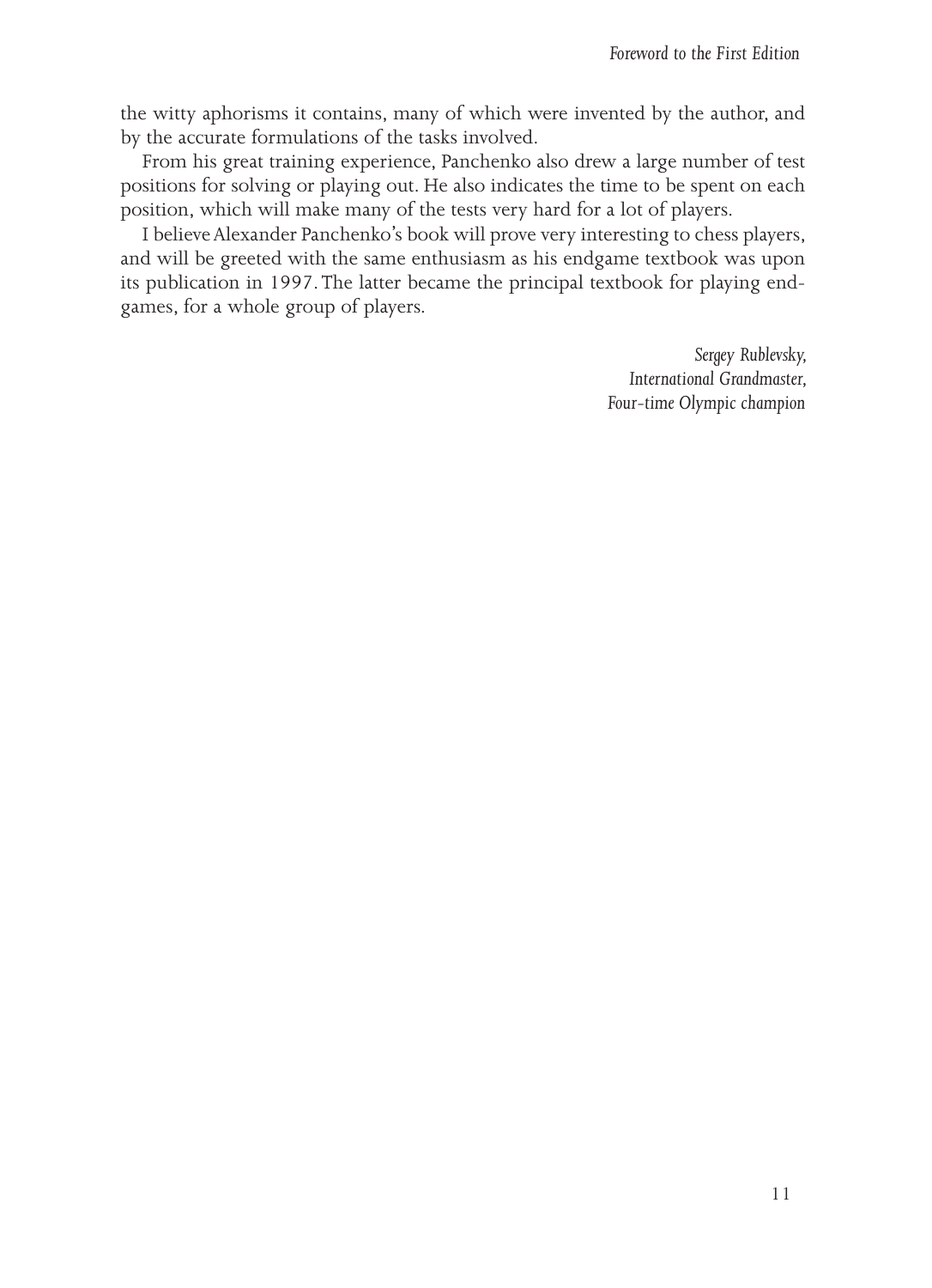the witty aphorisms it contains, many of which were invented by the author, and by the accurate formulations of the tasks involved.

From his great training experience, Panchenko also drew a large number of test positions for solving or playing out. He also indicates the time to be spent on each position, which will make many of the tests very hard for a lot of players.

I believe Alexander Panchenko's book will prove very interesting to chess players, and will be greeted with the same enthusiasm as his endgame textbook was upon its publication in 1997. The latter became the principal textbook for playing endgames, for a whole group of players.

*Sergey Rublevsky,*
*International Grandmaster,*
*Four-time Olympic champion*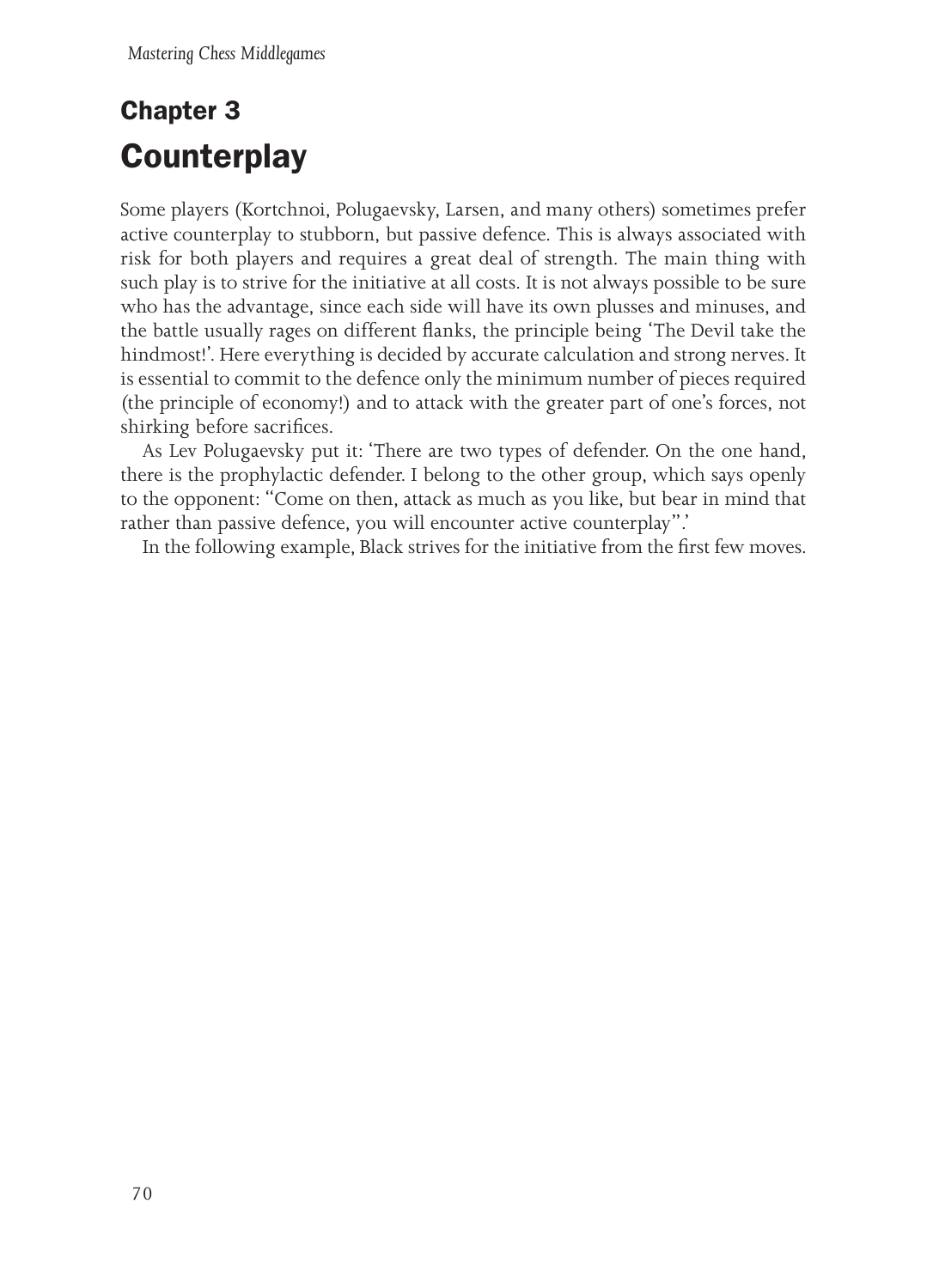# Chapter 3
# Counterplay

Some players (Kortchnoi, Polugaevsky, Larsen, and many others) sometimes prefer active counterplay to stubborn, but passive defence. This is always associated with risk for both players and requires a great deal of strength. The main thing with such play is to strive for the initiative at all costs. It is not always possible to be sure who has the advantage, since each side will have its own plusses and minuses, and the battle usually rages on different flanks, the principle being 'The Devil take the hindmost!'. Here everything is decided by accurate calculation and strong nerves. It is essential to commit to the defence only the minimum number of pieces required (the principle of economy!) and to attack with the greater part of one's forces, not shirking before sacrifices.

As Lev Polugaevsky put it: 'There are two types of defender. On the one hand, there is the prophylactic defender. I belong to the other group, which says openly to the opponent: "Come on then, attack as much as you like, but bear in mind that rather than passive defence, you will encounter active counterplay".'

In the following example, Black strives for the initiative from the first few moves.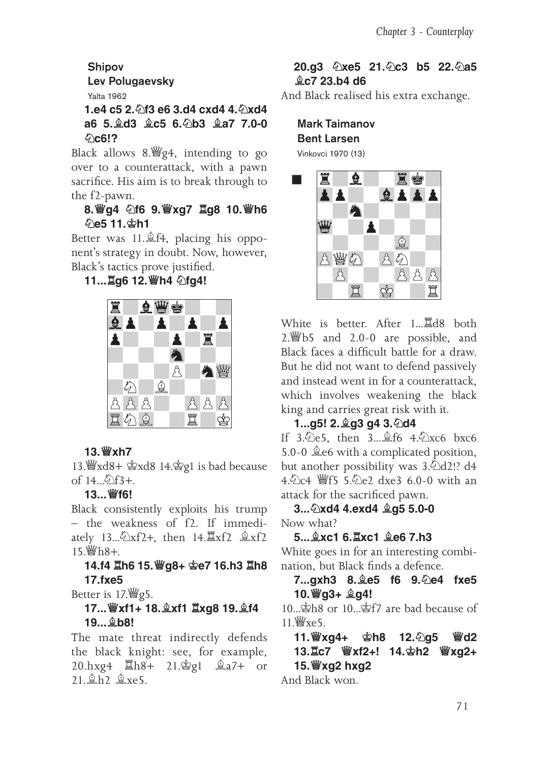**Shipov**
**Lev Polugaevsky**
Yalta 1962

**1.e4 c5 2.♘f3 e6 3.d4 cxd4 4.♘xd4 a6 5.♗d3 ♗c5 6.♘b3 ♗a7 7.0-0 ♘c6!?**

Black allows 8.♕g4, intending to go over to a counterattack, with a pawn sacrifice. His aim is to break through to the f2-pawn.

**8.♕g4 ♘f6 9.♕xg7 ♖g8 10.♕h6 ♘e5 11.♔h1**

Better was 11.♗f4, placing his opponent's strategy in doubt. Now, however, Black's tactics prove justified.

**11...♖g6 12.♕h4 ♘fg4!**

**13.♕xh7**

13.♕xd8+ ♔xd8 14.♔g1 is bad because of 14...♘f3+.

**13...♕f6!**

Black consistently exploits his trump – the weakness of f2. If immediately 13...♘xf2+, then 14.♖xf2 ♗xf2 15.♕h8+.

**14.f4 ♖h6 15.♕g8+ ♔e7 16.h3 ♖h8 17.fxe5**

Better is 17.♕g5.

**17...♕xf1+ 18.♗xf1 ♖xg8 19.♗f4 19...♗b8!**

The mate threat indirectly defends the black knight: see, for example, 20.hxg4 ♖h8+ 21.♔g1 ♗a7+ or 21.♗h2 ♗xe5.

**20.g3 ♘xe5 21.♘c3 b5 22.♘a5 ♗c7 23.b4 d6**

And Black realised his extra exchange.

**Mark Taimanov**
**Bent Larsen**
Vinkovci 1970 (13)

White is better. After 1...♖d8 both 2.♕b5 and 2.0-0 are possible, and Black faces a difficult battle for a draw. But he did not want to defend passively and instead went in for a counterattack, which involves weakening the black king and carries great risk with it.

**1...g5! 2.♗g3 g4 3.♘d4**

If 3.♘e5, then 3...♗f6 4.♘xc6 bxc6 5.0-0 ♗e6 with a complicated position, but another possibility was 3.♘d2!? d4 4.♘c4 ♕f5 5.♘e2 dxe3 6.0-0 with an attack for the sacrificed pawn.

**3...♘xd4 4.exd4 ♗g5 5.0-0**

Now what?

**5...♗xc1 6.♖xc1 ♗e6 7.h3**

White goes in for an interesting combination, but Black finds a defence.

**7...gxh3 8.♗e5 f6 9.♘e4 fxe5 10.♕g3+ ♗g4!**

10...♔h8 or 10...♔f7 are bad because of 11.♕xe5.

**11.♕xg4+ ♔h8 12.♘g5 ♕d2 13.♖c7 ♕xf2+! 14.♔h2 ♕xg2+ 15.♕xg2 hxg2**

And Black won.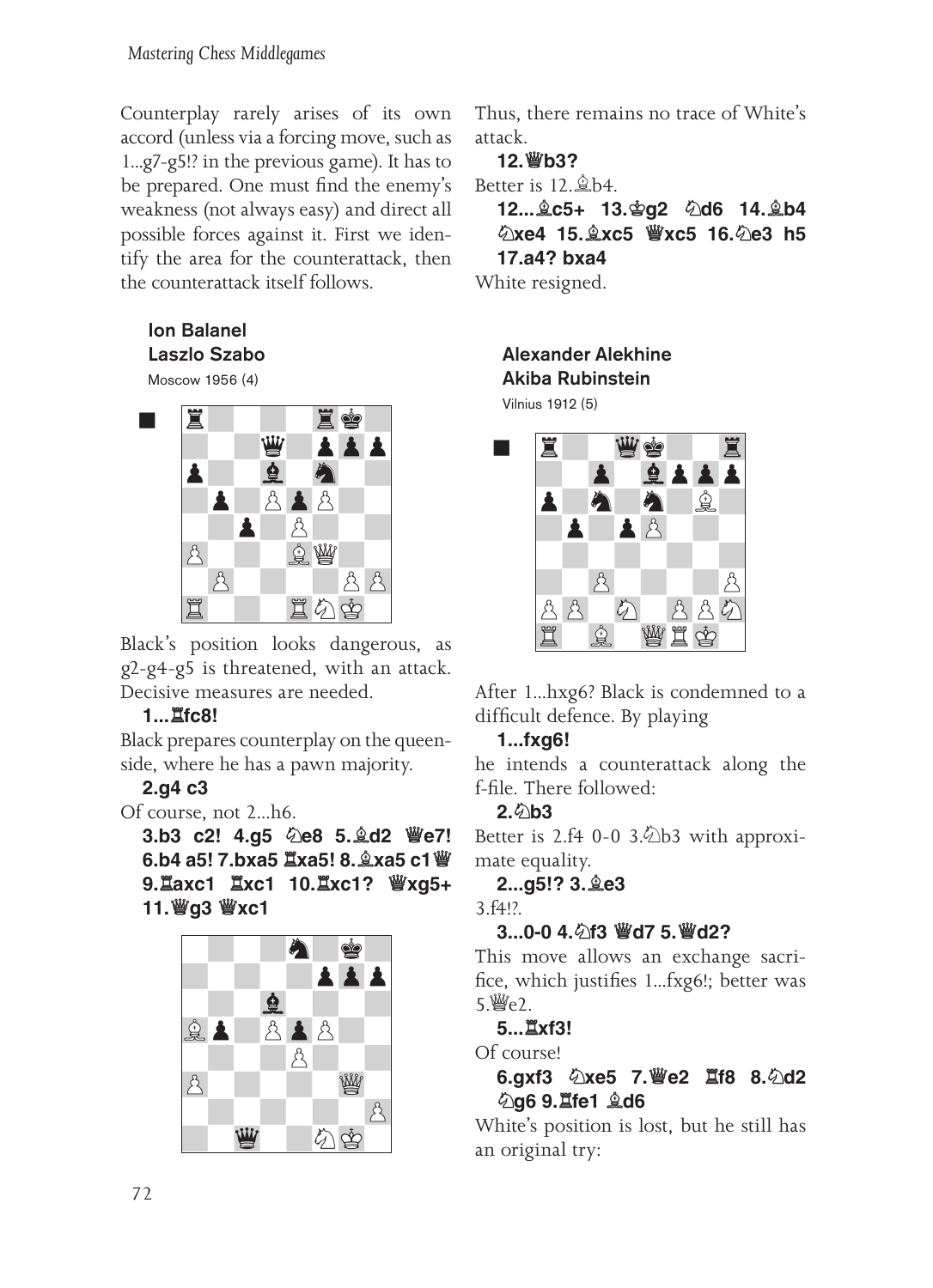Counterplay rarely arises of its own accord (unless via a forcing move, such as 1...g7-g5!? in the previous game). It has to be prepared. One must find the enemy's weakness (not always easy) and direct all possible forces against it. First we identify the area for the counterattack, then the counterattack itself follows.

**Ion Balanel**
**Laszlo Szabo**
Moscow 1956 (4)

Black's position looks dangerous, as g2-g4-g5 is threatened, with an attack. Decisive measures are needed.

**1...♖fc8!**

Black prepares counterplay on the queenside, where he has a pawn majority.

**2.g4 c3**

Of course, not 2...h6.

**3.b3 c2! 4.g5 ♘e8 5.♗d2 ♕e7! 6.b4 a5! 7.bxa5 ♖xa5! 8.♗xa5 c1♕ 9.♖axc1 ♖xc1 10.♖xc1? ♕xg5+ 11.♕g3 ♕xc1**

Thus, there remains no trace of White's attack.

**12.♕b3?**

Better is 12.♗b4.

**12...♗c5+ 13.♔g2 ♘d6 14.♗b4 ♘xe4 15.♗xc5 ♕xc5 16.♘e3 h5 17.a4? bxa4**

White resigned.

**Alexander Alekhine**
**Akiba Rubinstein**
Vilnius 1912 (5)

After 1...hxg6? Black is condemned to a difficult defence. By playing

**1...fxg6!**

he intends a counterattack along the f-file. There followed:

**2.♘b3**

Better is 2.f4 0-0 3.♘b3 with approximate equality.

**2...g5!? 3.♗e3**

3.f4!?.

**3...0-0 4.♘f3 ♕d7 5.♕d2?**

This move allows an exchange sacrifice, which justifies 1...fxg6!; better was 5.♕e2.

**5...♖xf3!**

Of course!

**6.gxf3 ♘xe5 7.♕e2 ♖f8 8.♘d2 ♘g6 9.♖fe1 ♗d6**

White's position is lost, but he still has an original try: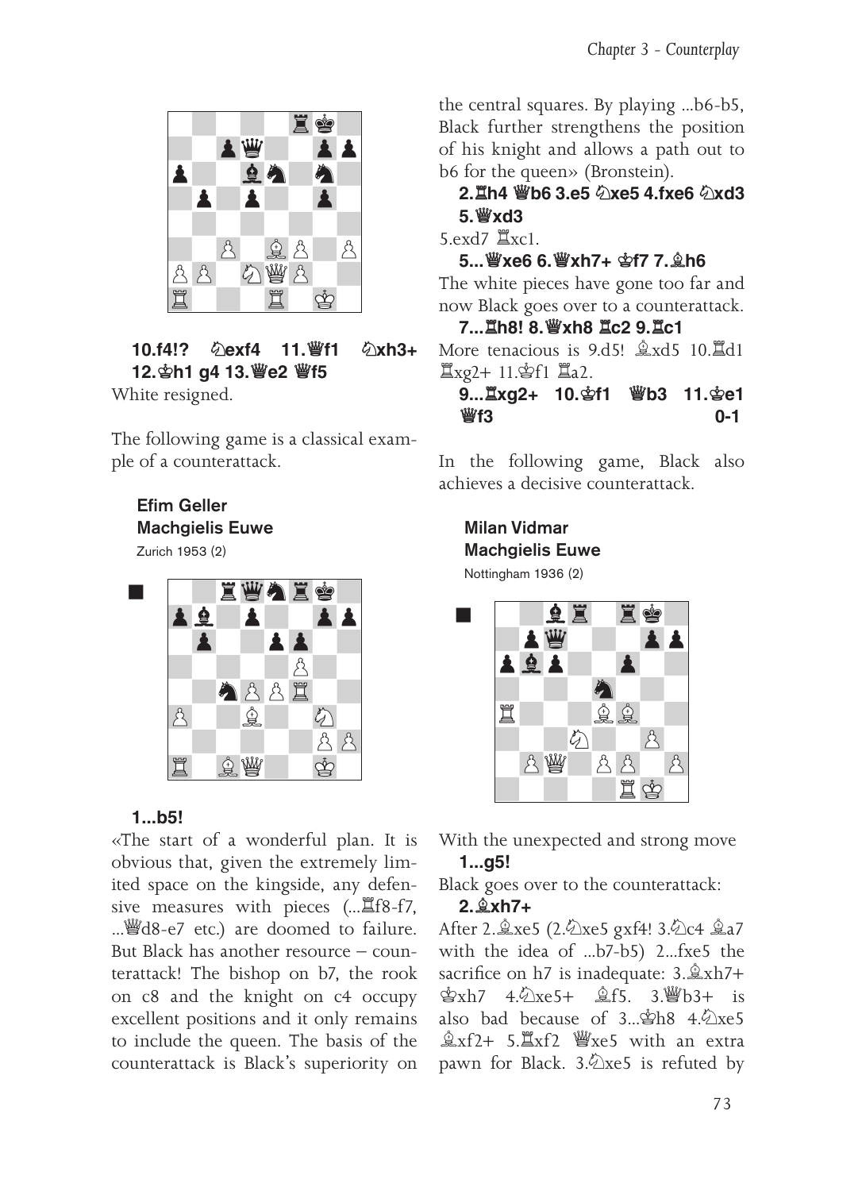**10.f4!? ♘exf4 11.♕f1 ♘xh3+ 12.♔h1 g4 13.♕e2 ♕f5**

White resigned.

The following game is a classical example of a counterattack.

**Efim Geller**
**Machgielis Euwe**
Zurich 1953 (2)

**1...b5!**

«The start of a wonderful plan. It is obvious that, given the extremely limited space on the kingside, any defensive measures with pieces (...♖f8-f7, ...♕d8-e7 etc.) are doomed to failure. But Black has another resource – counterattack! The bishop on b7, the rook on c8 and the knight on c4 occupy excellent positions and it only remains to include the queen. The basis of the counterattack is Black's superiority on the central squares. By playing ...b6-b5, Black further strengthens the position of his knight and allows a path out to b6 for the queen» (Bronstein).

**2.♖h4 ♕b6 3.e5 ♘xe5 4.fxe6 ♘xd3 5.♕xd3**

5.exd7 ♖xc1.

**5...♕xe6 6.♕xh7+ ♔f7 7.♗h6**

The white pieces have gone too far and now Black goes over to a counterattack.

**7...♖h8! 8.♕xh8 ♖c2 9.♖c1**

More tenacious is 9.d5! ♗xd5 10.♖d1 ♖xg2+ 11.♔f1 ♖a2.

**9...♖xg2+ 10.♔f1 ♕b3 11.♔e1 ♕f3 0-1**

In the following game, Black also achieves a decisive counterattack.

**Milan Vidmar**
**Machgielis Euwe**
Nottingham 1936 (2)

With the unexpected and strong move

**1...g5!**

Black goes over to the counterattack:

**2.♗xh7+**

After 2.♗xe5 (2.♘xe5 gxf4! 3.♘c4 ♗a7 with the idea of ...b7-b5) 2...fxe5 the sacrifice on h7 is inadequate: 3.♗xh7+ ♔xh7 4.♘xe5+ ♗f5. 3.♕b3+ is also bad because of 3...♔h8 4.♘xe5 ♗xf2+ 5.♖xf2 ♕xe5 with an extra pawn for Black. 3.♘xe5 is refuted by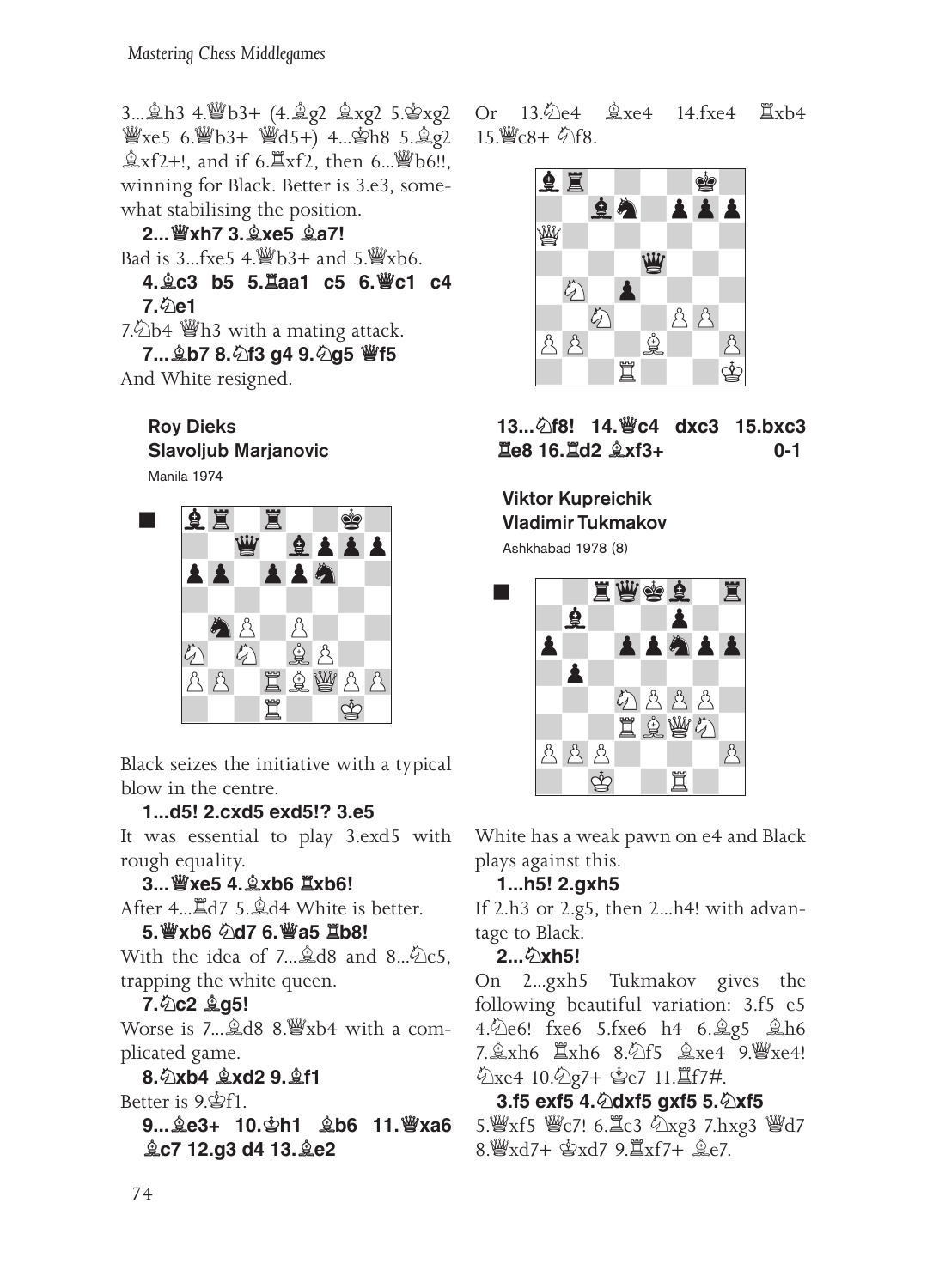3...♗h3 4.♕b3+ (4.♗g2 ♗xg2 5.♔xg2 ♕xe5 6.♕b3+ ♕d5+) 4...♔h8 5.♗g2 ♗xf2+!, and if 6.♖xf2, then 6...♕b6!!, winning for Black. Better is 3.e3, somewhat stabilising the position.

**2...♕xh7 3.♗xe5 ♗a7!**

Bad is 3...fxe5 4.♕b3+ and 5.♕xb6.

**4.♗c3 b5 5.♖aa1 c5 6.♕c1 c4 7.♘e1**

7.♘b4 ♕h3 with a mating attack.

**7...♗b7 8.♘f3 g4 9.♘g5 ♕f5**

And White resigned.

**Roy Dieks**
**Slavoljub Marjanovic**
Manila 1974

Black seizes the initiative with a typical blow in the centre.

**1...d5! 2.cxd5 exd5!? 3.e5**

It was essential to play 3.exd5 with rough equality.

**3...♕xe5 4.♗xb6 ♖xb6!**

After 4...♖d7 5.♗d4 White is better.

**5.♕xb6 ♘d7 6.♕a5 ♖b8!**

With the idea of 7...♗d8 and 8...♘c5, trapping the white queen.

**7.♘c2 ♗g5!**

Worse is 7...♗d8 8.♕xb4 with a complicated game.

**8.♘xb4 ♗xd2 9.♗f1**

Better is 9.♔f1.

**9...♗e3+ 10.♔h1 ♗b6 11.♕xa6 ♗c7 12.g3 d4 13.♗e2**

Or 13.♘e4 ♗xe4 14.fxe4 ♖xb4 15.♕c8+ ♘f8.

**13...♘f8! 14.♕c4 dxc3 15.bxc3 ♖e8 16.♖d2 ♗xf3+ 0-1**

**Viktor Kupreichik**
**Vladimir Tukmakov**
Ashkhabad 1978 (8)

White has a weak pawn on e4 and Black plays against this.

**1...h5! 2.gxh5**

If 2.h3 or 2.g5, then 2...h4! with advantage to Black.

**2...♘xh5!**

On 2...gxh5 Tukmakov gives the following beautiful variation: 3.f5 e5 4.♘e6! fxe6 5.fxe6 h4 6.♗g5 ♗h6 7.♗xh6 ♖xh6 8.♘f5 ♗xe4 9.♕xe4! ♘xe4 10.♘g7+ ♔e7 11.♖f7#.

**3.f5 exf5 4.♘dxf5 gxf5 5.♘xf5**

5.♕xf5 ♕c7! 6.♖c3 ♘xg3 7.hxg3 ♕d7 8.♕xd7+ ♔xd7 9.♖xf7+ ♗e7.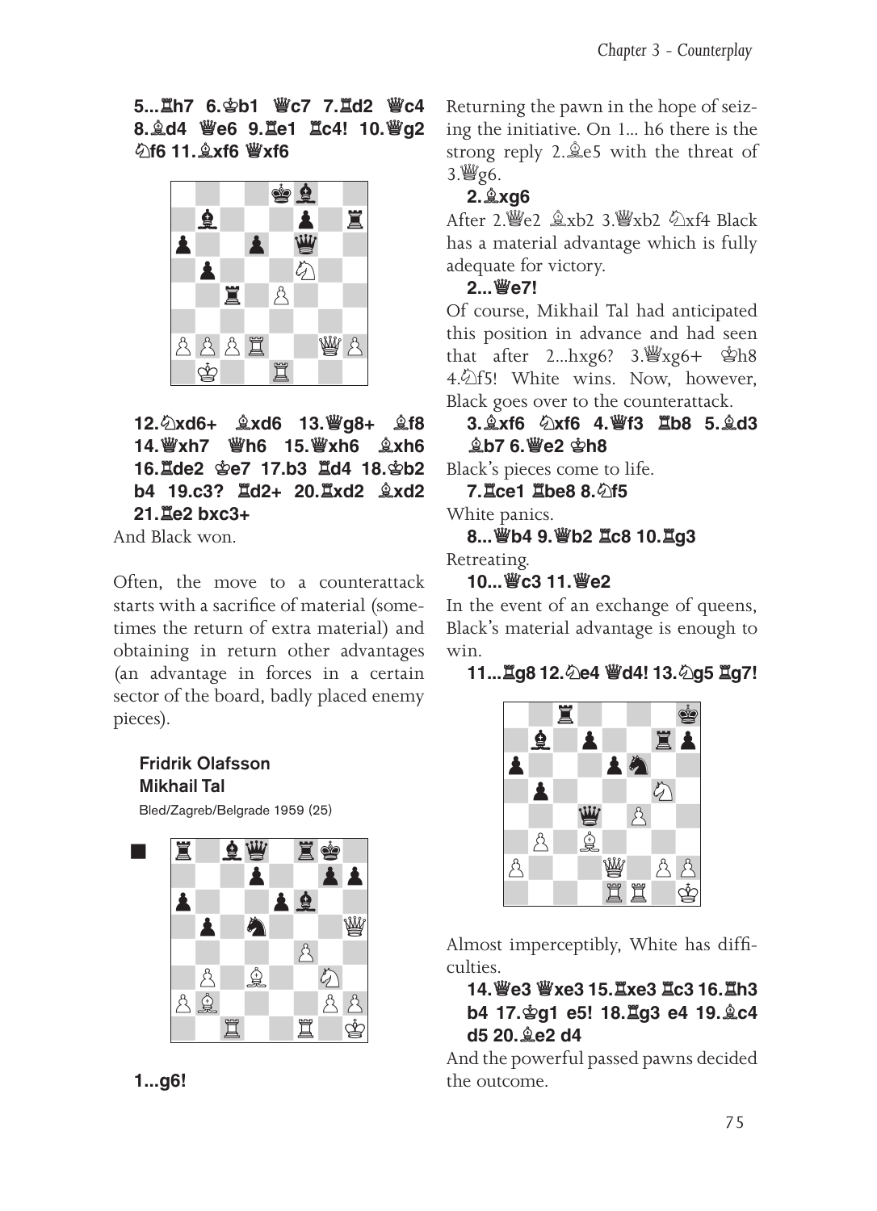**5...♖h7 6.♔b1 ♕c7 7.♖d2 ♕c4 8.♗d4 ♕e6 9.♖e1 ♖c4! 10.♕g2 ♘f6 11.♗xf6 ♕xf6**

**12.♘xd6+ ♗xd6 13.♕g8+ ♗f8 14.♕xh7 ♕h6 15.♕xh6 ♗xh6 16.♖de2 ♔e7 17.b3 ♖d4 18.♔b2 b4 19.c3? ♖d2+ 20.♖xd2 ♗xd2 21.♖e2 bxc3+**

And Black won.

Often, the move to a counterattack starts with a sacrifice of material (sometimes the return of extra material) and obtaining in return other advantages (an advantage in forces in a certain sector of the board, badly placed enemy pieces).

**Fridrik Olafsson**
**Mikhail Tal**
Bled/Zagreb/Belgrade 1959 (25)

**1...g6!**

Returning the pawn in the hope of seizing the initiative. On 1... h6 there is the strong reply 2.♗e5 with the threat of 3.♕g6.

**2.♗xg6**

After 2.♕e2 ♗xb2 3.♕xb2 ♘xf4 Black has a material advantage which is fully adequate for victory.

**2...♕e7!**

Of course, Mikhail Tal had anticipated this position in advance and had seen that after 2...hxg6? 3.♕xg6+ ♔h8 4.♘f5! White wins. Now, however, Black goes over to the counterattack.

**3.♗xf6 ♘xf6 4.♕f3 ♖b8 5.♗d3 ♗b7 6.♕e2 ♔h8**

Black's pieces come to life.

**7.♖ce1 ♖be8 8.♘f5**

White panics.

**8...♕b4 9.♕b2 ♖c8 10.♖g3**

Retreating.

**10...♕c3 11.♕e2**

In the event of an exchange of queens, Black's material advantage is enough to win.

**11...♖g8 12.♘e4 ♕d4! 13.♘g5 ♖g7!**

Almost imperceptibly, White has difficulties.

**14.♕e3 ♕xe3 15.♖xe3 ♖c3 16.♖h3 b4 17.♔g1 e5! 18.♖g3 e4 19.♗c4 d5 20.♗e2 d4**

And the powerful passed pawns decided the outcome.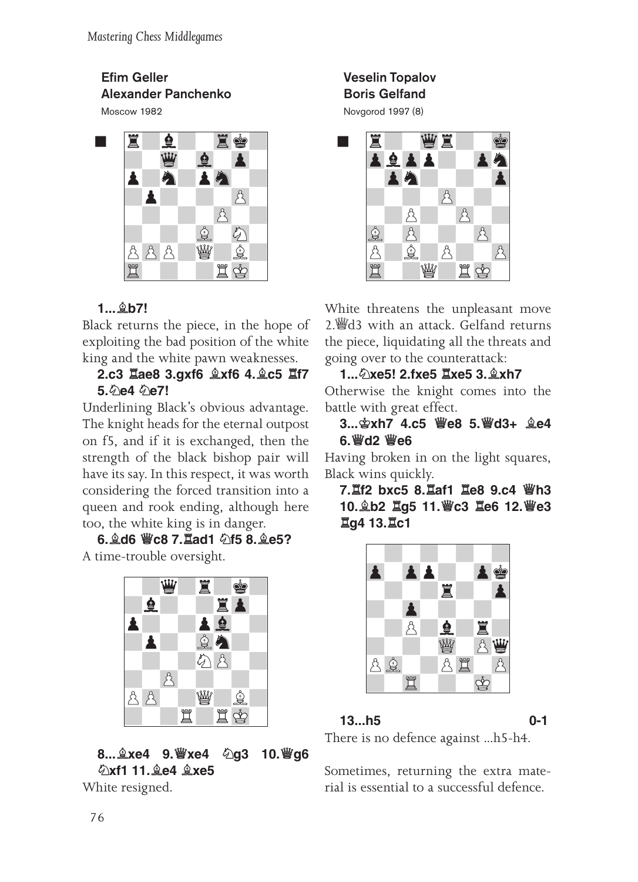**Efim Geller**
**Alexander Panchenko**
Moscow 1982

**1...♗b7!**

Black returns the piece, in the hope of exploiting the bad position of the white king and the white pawn weaknesses.

**2.c3 ♖ae8 3.gxf6 ♗xf6 4.♗c5 ♖f7 5.♘e4 ♘e7!**

Underlining Black's obvious advantage. The knight heads for the eternal outpost on f5, and if it is exchanged, then the strength of the black bishop pair will have its say. In this respect, it was worth considering the forced transition into a queen and rook ending, although here too, the white king is in danger.

**6.♗d6 ♕c8 7.♖ad1 ♘f5 8.♗e5?**

A time-trouble oversight.

**8...♗xe4 9.♕xe4 ♘g3 10.♕g6 ♘xf1 11.♗e4 ♗xe5**

White resigned.

**Veselin Topalov**
**Boris Gelfand**
Novgorod 1997 (8)

White threatens the unpleasant move 2.♕d3 with an attack. Gelfand returns the piece, liquidating all the threats and going over to the counterattack:

**1...♘xe5! 2.fxe5 ♖xe5 3.♗xh7**

Otherwise the knight comes into the battle with great effect.

**3...♔xh7 4.c5 ♕e8 5.♕d3+ ♗e4 6.♕d2 ♕e6**

Having broken in on the light squares, Black wins quickly.

**7.♖f2 bxc5 8.♖af1 ♖e8 9.c4 ♕h3 10.♗b2 ♖g5 11.♕c3 ♖e6 12.♕e3 ♖g4 13.♖c1**

**13...h5** **0-1**

There is no defence against ...h5-h4.

Sometimes, returning the extra material is essential to a successful defence.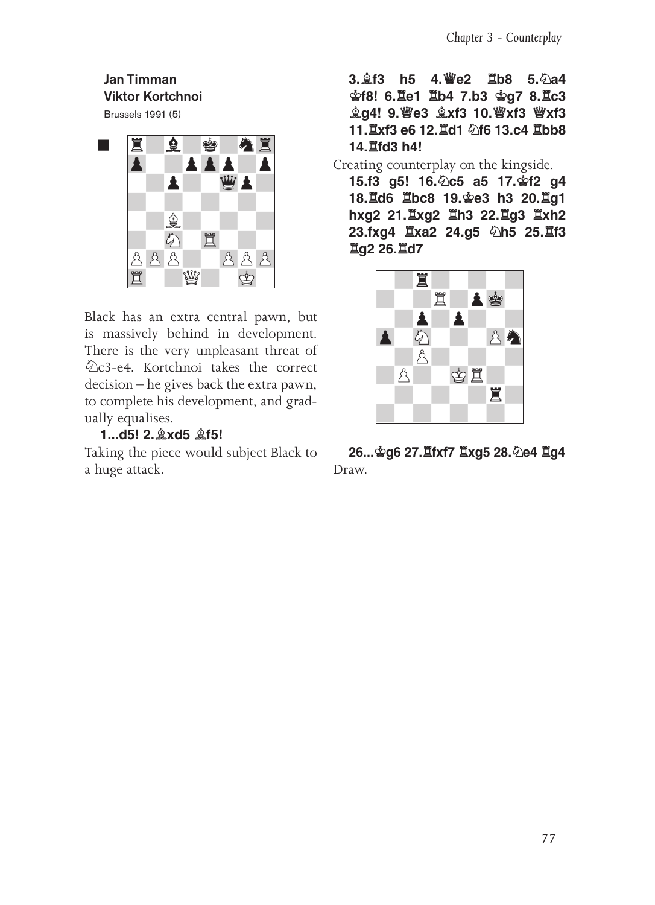**Jan Timman**
**Viktor Kortchnoi**
Brussels 1991 (5)

Black has an extra central pawn, but is massively behind in development. There is the very unpleasant threat of ♘c3-e4. Kortchnoi takes the correct decision – he gives back the extra pawn, to complete his development, and gradually equalises.

**1...d5! 2.♗xd5 ♗f5!**

Taking the piece would subject Black to a huge attack.

**3.♗f3 h5 4.♕e2 ♖b8 5.♘a4 ♔f8! 6.♖e1 ♖b4 7.b3 ♔g7 8.♖c3 ♗g4! 9.♕e3 ♗xf3 10.♕xf3 ♕xf3 11.♖xf3 e6 12.♖d1 ♘f6 13.c4 ♖bb8 14.♖fd3 h4!**

Creating counterplay on the kingside.

**15.f3 g5! 16.♘c5 a5 17.♔f2 g4 18.♖d6 ♖bc8 19.♔e3 h3 20.♖g1 hxg2 21.♖xg2 ♖h3 22.♖g3 ♖xh2 23.fxg4 ♖xa2 24.g5 ♘h5 25.♖f3 ♖g2 26.♖d7**

**26...♔g6 27.♖fxf7 ♖xg5 28.♘e4 ♖g4**

Draw.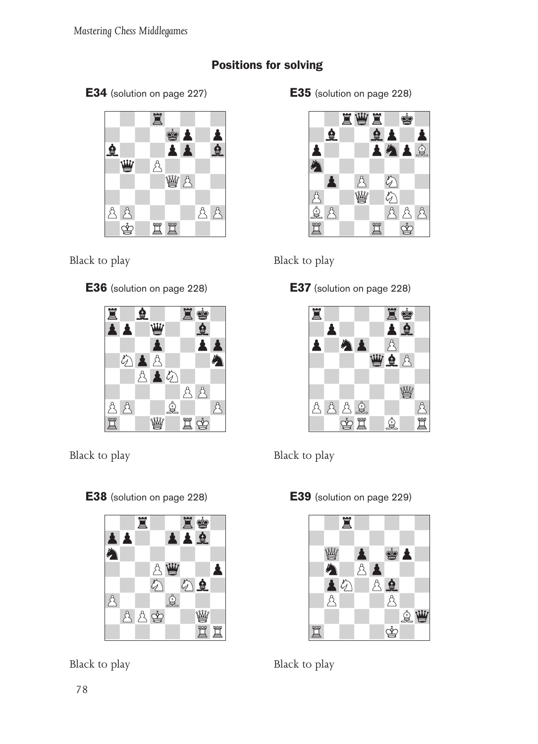## Positions for solving

**E34** (solution on page 227)

Black to play

**E35** (solution on page 228)

Black to play

**E36** (solution on page 228)

Black to play

**E37** (solution on page 228)

Black to play

**E38** (solution on page 228)

Black to play

**E39** (solution on page 229)

Black to play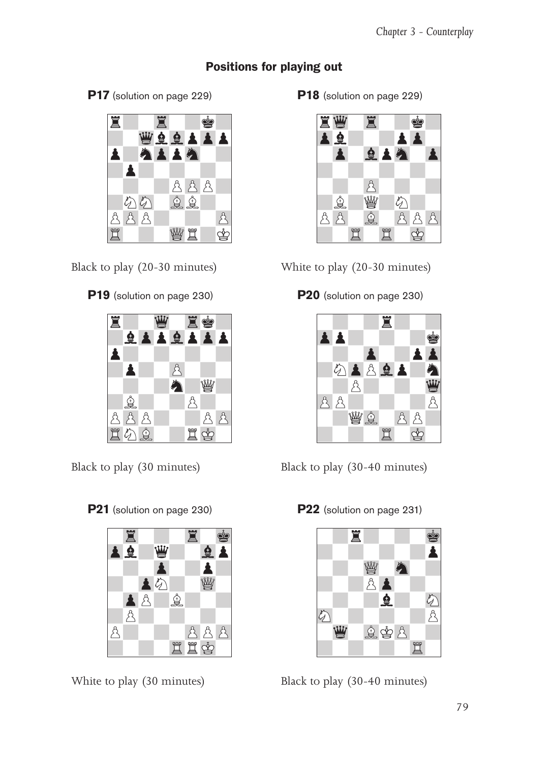## Positions for playing out

**P17** (solution on page 229)

Black to play (20-30 minutes)

**P18** (solution on page 229)

White to play (20-30 minutes)

**P19** (solution on page 230)

Black to play (30 minutes)

**P20** (solution on page 230)

Black to play (30-40 minutes)

**P21** (solution on page 230)

White to play (30 minutes)

**P22** (solution on page 231)

Black to play (30-40 minutes)